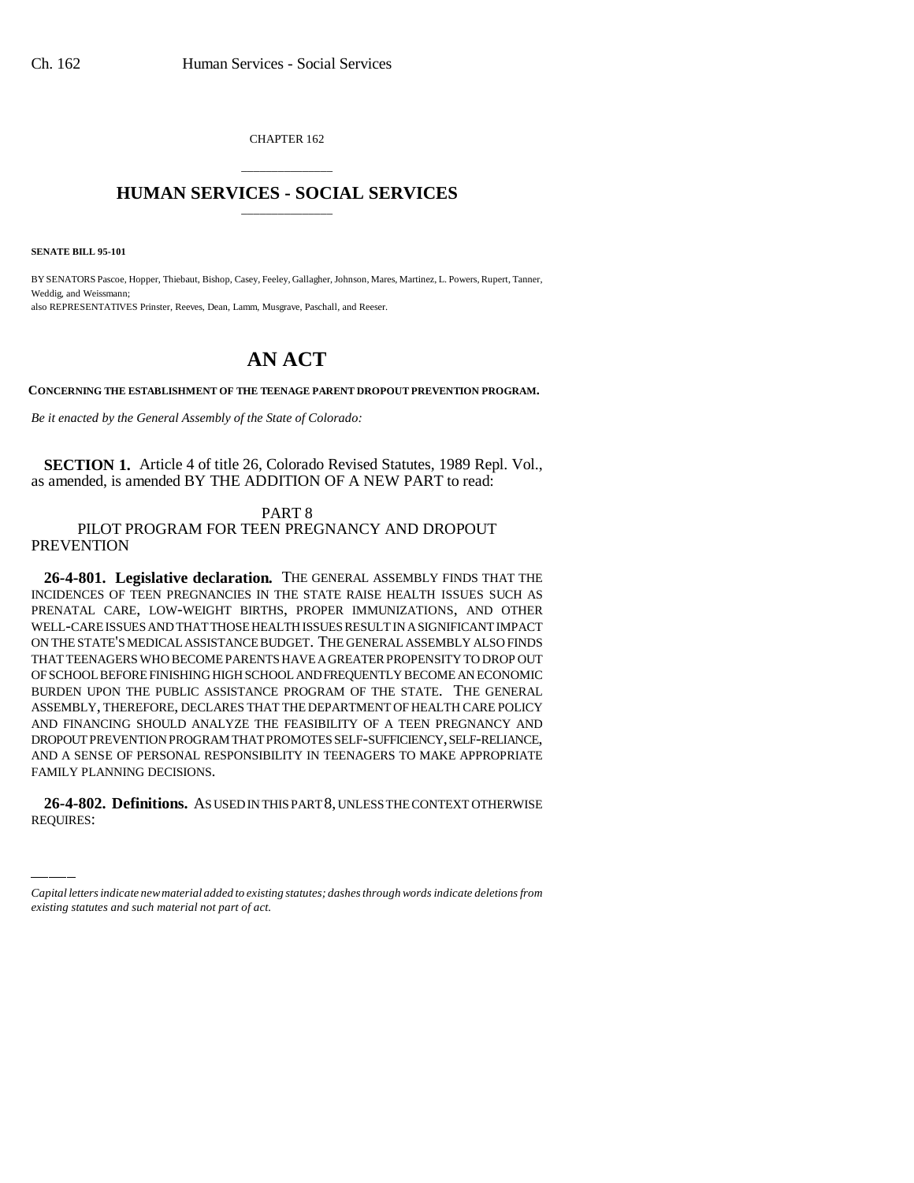CHAPTER 162

# HUMAN SERVICES - SOCIAL SERVICES

**SENATE BILL 95-101**

BY SENATORS Pascoe, Hopper, Thiebaut, Bishop, Casey, Feeley, Gallagher, Johnson, Mares, Martinez, L. Powers, Rupert, Tanner, Weddig, and Weissmann;
also REPRESENTATIVES Prinster, Reeves, Dean, Lamm, Musgrave, Paschall, and Reeser.

# AN ACT

**CONCERNING THE ESTABLISHMENT OF THE TEENAGE PARENT DROPOUT PREVENTION PROGRAM.**

*Be it enacted by the General Assembly of the State of Colorado:*

**SECTION 1.** Article 4 of title 26, Colorado Revised Statutes, 1989 Repl. Vol., as amended, is amended BY THE ADDITION OF A NEW PART to read:

PART 8
PILOT PROGRAM FOR TEEN PREGNANCY AND DROPOUT PREVENTION

**26-4-801. Legislative declaration.** THE GENERAL ASSEMBLY FINDS THAT THE INCIDENCES OF TEEN PREGNANCIES IN THE STATE RAISE HEALTH ISSUES SUCH AS PRENATAL CARE, LOW-WEIGHT BIRTHS, PROPER IMMUNIZATIONS, AND OTHER WELL-CARE ISSUES AND THAT THOSE HEALTH ISSUES RESULT IN A SIGNIFICANT IMPACT ON THE STATE'S MEDICAL ASSISTANCE BUDGET. THE GENERAL ASSEMBLY ALSO FINDS THAT TEENAGERS WHO BECOME PARENTS HAVE A GREATER PROPENSITY TO DROP OUT OF SCHOOL BEFORE FINISHING HIGH SCHOOL AND FREQUENTLY BECOME AN ECONOMIC BURDEN UPON THE PUBLIC ASSISTANCE PROGRAM OF THE STATE. THE GENERAL ASSEMBLY, THEREFORE, DECLARES THAT THE DEPARTMENT OF HEALTH CARE POLICY AND FINANCING SHOULD ANALYZE THE FEASIBILITY OF A TEEN PREGNANCY AND DROPOUT PREVENTION PROGRAM THAT PROMOTES SELF-SUFFICIENCY, SELF-RELIANCE, AND A SENSE OF PERSONAL RESPONSIBILITY IN TEENAGERS TO MAKE APPROPRIATE FAMILY PLANNING DECISIONS.

**26-4-802. Definitions.** AS USED IN THIS PART 8, UNLESS THE CONTEXT OTHERWISE REQUIRES:

---

*Capital letters indicate new material added to existing statutes; dashes through words indicate deletions from existing statutes and such material not part of act.*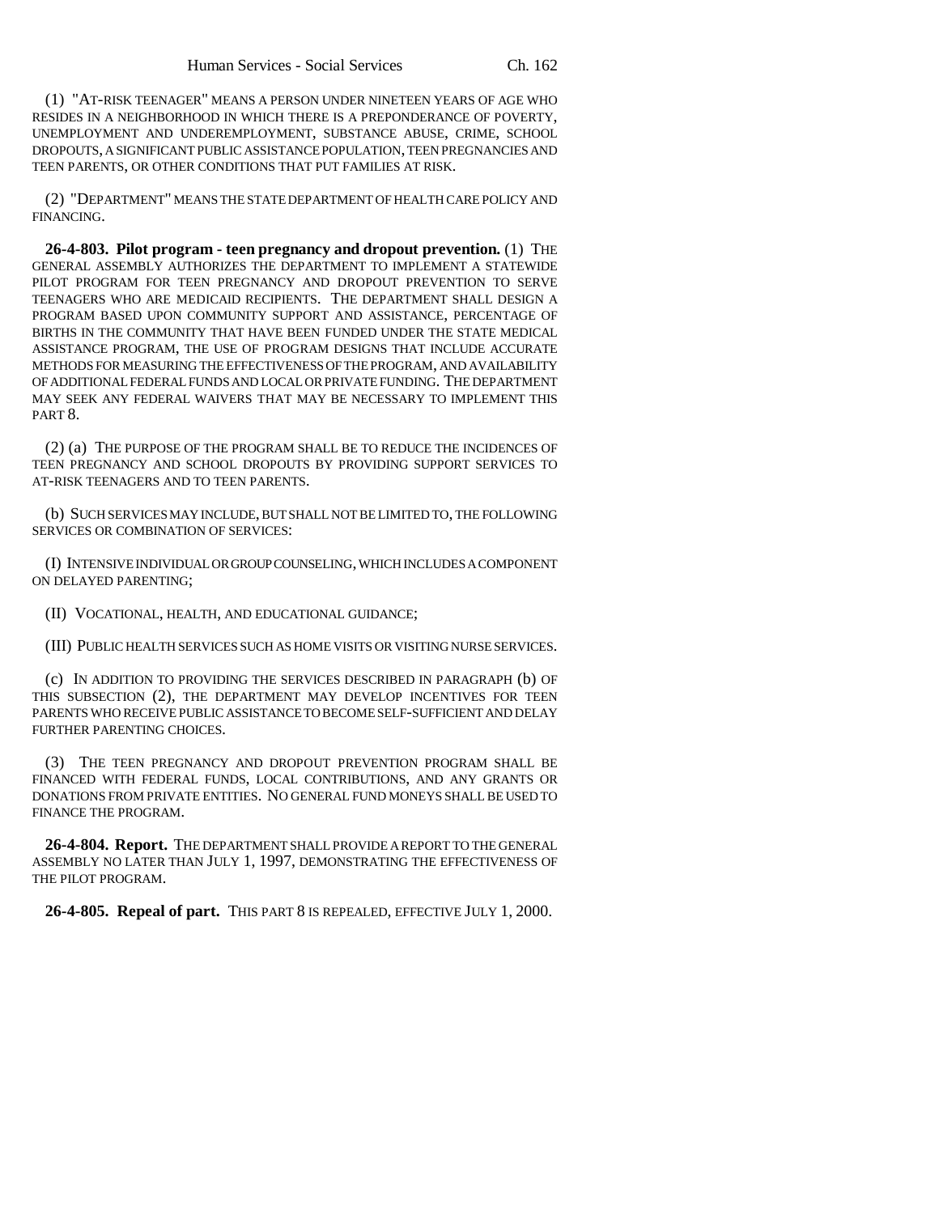(1) "AT-RISK TEENAGER" MEANS A PERSON UNDER NINETEEN YEARS OF AGE WHO RESIDES IN A NEIGHBORHOOD IN WHICH THERE IS A PREPONDERANCE OF POVERTY, UNEMPLOYMENT AND UNDEREMPLOYMENT, SUBSTANCE ABUSE, CRIME, SCHOOL DROPOUTS, A SIGNIFICANT PUBLIC ASSISTANCE POPULATION, TEEN PREGNANCIES AND TEEN PARENTS, OR OTHER CONDITIONS THAT PUT FAMILIES AT RISK.

(2) "DEPARTMENT" MEANS THE STATE DEPARTMENT OF HEALTH CARE POLICY AND FINANCING.

**26-4-803. Pilot program - teen pregnancy and dropout prevention.** (1) THE GENERAL ASSEMBLY AUTHORIZES THE DEPARTMENT TO IMPLEMENT A STATEWIDE PILOT PROGRAM FOR TEEN PREGNANCY AND DROPOUT PREVENTION TO SERVE TEENAGERS WHO ARE MEDICAID RECIPIENTS. THE DEPARTMENT SHALL DESIGN A PROGRAM BASED UPON COMMUNITY SUPPORT AND ASSISTANCE, PERCENTAGE OF BIRTHS IN THE COMMUNITY THAT HAVE BEEN FUNDED UNDER THE STATE MEDICAL ASSISTANCE PROGRAM, THE USE OF PROGRAM DESIGNS THAT INCLUDE ACCURATE METHODS FOR MEASURING THE EFFECTIVENESS OF THE PROGRAM, AND AVAILABILITY OF ADDITIONAL FEDERAL FUNDS AND LOCAL OR PRIVATE FUNDING. THE DEPARTMENT MAY SEEK ANY FEDERAL WAIVERS THAT MAY BE NECESSARY TO IMPLEMENT THIS PART 8.

(2) (a) THE PURPOSE OF THE PROGRAM SHALL BE TO REDUCE THE INCIDENCES OF TEEN PREGNANCY AND SCHOOL DROPOUTS BY PROVIDING SUPPORT SERVICES TO AT-RISK TEENAGERS AND TO TEEN PARENTS.

(b) SUCH SERVICES MAY INCLUDE, BUT SHALL NOT BE LIMITED TO, THE FOLLOWING SERVICES OR COMBINATION OF SERVICES:

(I) INTENSIVE INDIVIDUAL OR GROUP COUNSELING, WHICH INCLUDES A COMPONENT ON DELAYED PARENTING;

(II) VOCATIONAL, HEALTH, AND EDUCATIONAL GUIDANCE;

(III) PUBLIC HEALTH SERVICES SUCH AS HOME VISITS OR VISITING NURSE SERVICES.

(c) IN ADDITION TO PROVIDING THE SERVICES DESCRIBED IN PARAGRAPH (b) OF THIS SUBSECTION (2), THE DEPARTMENT MAY DEVELOP INCENTIVES FOR TEEN PARENTS WHO RECEIVE PUBLIC ASSISTANCE TO BECOME SELF-SUFFICIENT AND DELAY FURTHER PARENTING CHOICES.

(3) THE TEEN PREGNANCY AND DROPOUT PREVENTION PROGRAM SHALL BE FINANCED WITH FEDERAL FUNDS, LOCAL CONTRIBUTIONS, AND ANY GRANTS OR DONATIONS FROM PRIVATE ENTITIES. NO GENERAL FUND MONEYS SHALL BE USED TO FINANCE THE PROGRAM.

**26-4-804. Report.** THE DEPARTMENT SHALL PROVIDE A REPORT TO THE GENERAL ASSEMBLY NO LATER THAN JULY 1, 1997, DEMONSTRATING THE EFFECTIVENESS OF THE PILOT PROGRAM.

**26-4-805. Repeal of part.** THIS PART 8 IS REPEALED, EFFECTIVE JULY 1, 2000.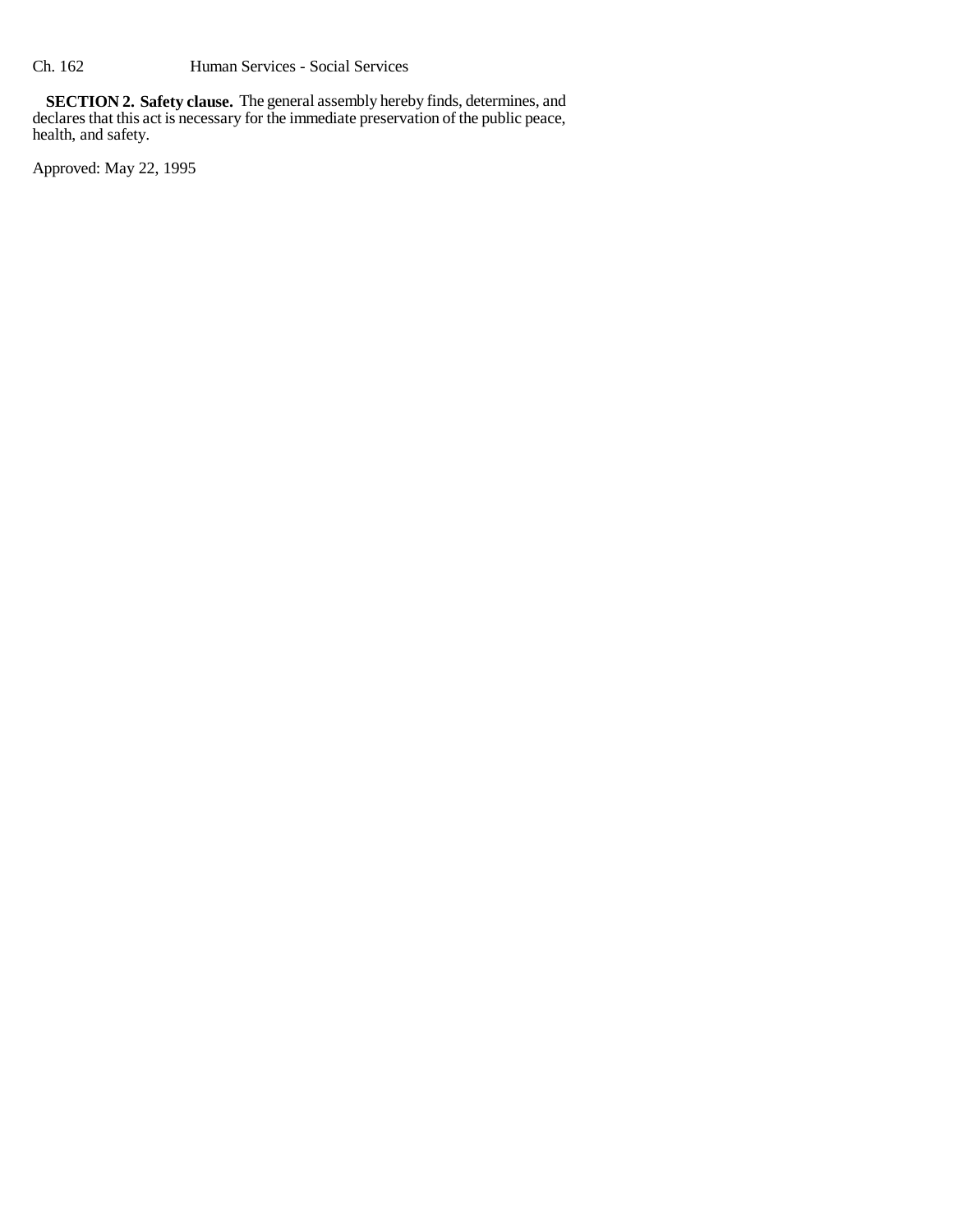**SECTION 2. Safety clause.** The general assembly hereby finds, determines, and declares that this act is necessary for the immediate preservation of the public peace, health, and safety.

Approved: May 22, 1995